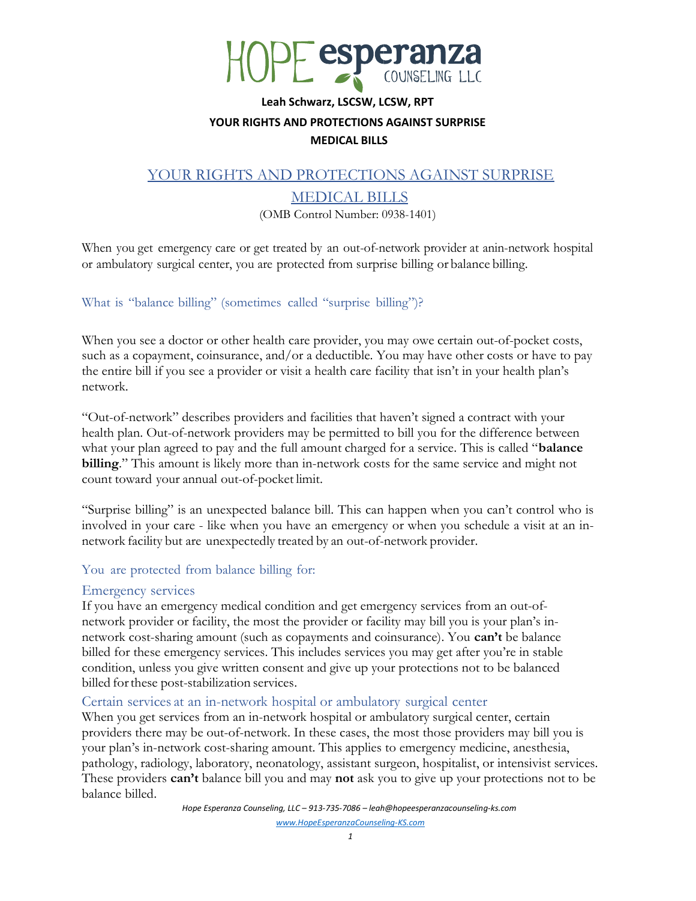# HOPE esperanza COUNSELING LLC

**Leah Schwarz, LSCSW, LCSW, RPT**

**YOUR RIGHTS AND PROTECTIONS AGAINST SURPRISE MEDICAL BILLS**

## YOUR RIGHTS AND PROTECTIONS AGAINST SURPRISE MEDICAL BILLS

(OMB Control Number: 0938-1401)

When you get emergency care or get treated by an out-of-network provider at anin-network hospital or ambulatory surgical center, you are protected from surprise billing or balance billing.

### What is "balance billing" (sometimes called "surprise billing")?

When you see a doctor or other health care provider, you may owe certain out-of-pocket costs, such as a copayment, coinsurance, and/or a deductible. You may have other costs or have to pay the entire bill if you see a provider or visit a health care facility that isn't in your health plan's network.

"Out-of-network" describes providers and facilities that haven't signed a contract with your health plan. Out-of-network providers may be permitted to bill you for the difference between what your plan agreed to pay and the full amount charged for a service. This is called "**balance billing**." This amount is likely more than in-network costs for the same service and might not count toward your annual out-of-pocket limit.

"Surprise billing" is an unexpected balance bill. This can happen when you can't control who is involved in your care - like when you have an emergency or when you schedule a visit at an in-network facility but are unexpectedly treated by an out-of-network provider.

### You are protected from balance billing for:

#### Emergency services

If you have an emergency medical condition and get emergency services from an out-of-network provider or facility, the most the provider or facility may bill you is your plan's in-network cost-sharing amount (such as copayments and coinsurance). You **can't** be balance billed for these emergency services. This includes services you may get after you're in stable condition, unless you give written consent and give up your protections not to be balanced billed for these post-stabilization services.

#### Certain services at an in-network hospital or ambulatory surgical center

When you get services from an in-network hospital or ambulatory surgical center, certain providers there may be out-of-network. In these cases, the most those providers may bill you is your plan's in-network cost-sharing amount. This applies to emergency medicine, anesthesia, pathology, radiology, laboratory, neonatology, assistant surgeon, hospitalist, or intensivist services. These providers **can't** balance bill you and may **not** ask you to give up your protections not to be balance billed.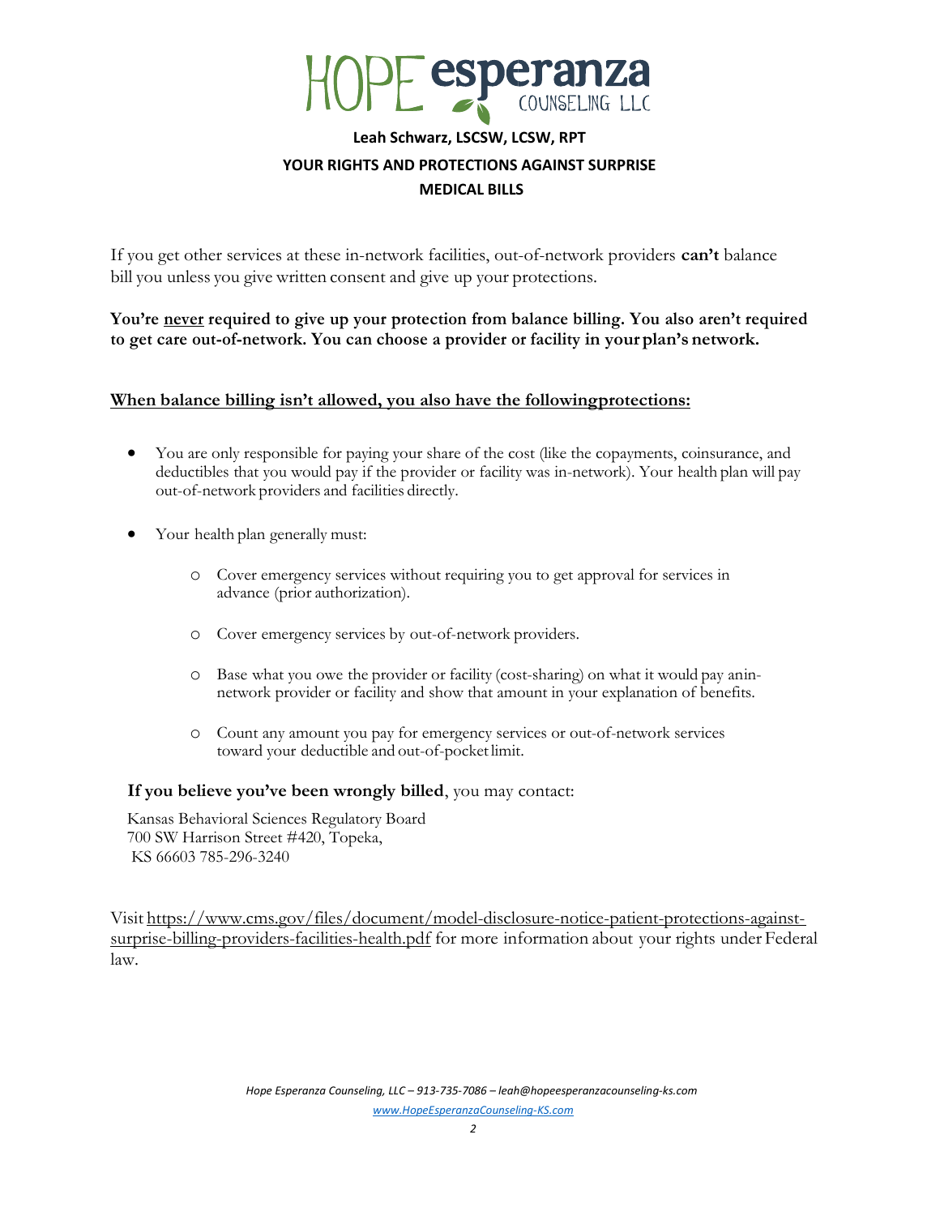**Leah Schwarz, LSCSW, LCSW, RPT**

**YOUR RIGHTS AND PROTECTIONS AGAINST SURPRISE MEDICAL BILLS**

If you get other services at these in-network facilities, out-of-network providers **can't** balance bill you unless you give written consent and give up your protections.

**You're <u>never</u> required to give up your protection from balance billing. You also aren't required to get care out-of-network. You can choose a provider or facility in your plan's network.**

**<u>When balance billing isn't allowed, you also have the followingprotections:</u>**

- You are only responsible for paying your share of the cost (like the copayments, coinsurance, and deductibles that you would pay if the provider or facility was in-network). Your health plan will pay out-of-network providers and facilities directly.
- Your health plan generally must:
  - Cover emergency services without requiring you to get approval for services in advance (prior authorization).
  - Cover emergency services by out-of-network providers.
  - Base what you owe the provider or facility (cost-sharing) on what it would pay anin-network provider or facility and show that amount in your explanation of benefits.
  - Count any amount you pay for emergency services or out-of-network services toward your deductible and out-of-pocket limit.

**If you believe you've been wrongly billed**, you may contact:

Kansas Behavioral Sciences Regulatory Board
700 SW Harrison Street #420, Topeka,
KS 66603 785-296-3240

Visit https://www.cms.gov/files/document/model-disclosure-notice-patient-protections-against-surprise-billing-providers-facilities-health.pdf for more information about your rights under Federal law.